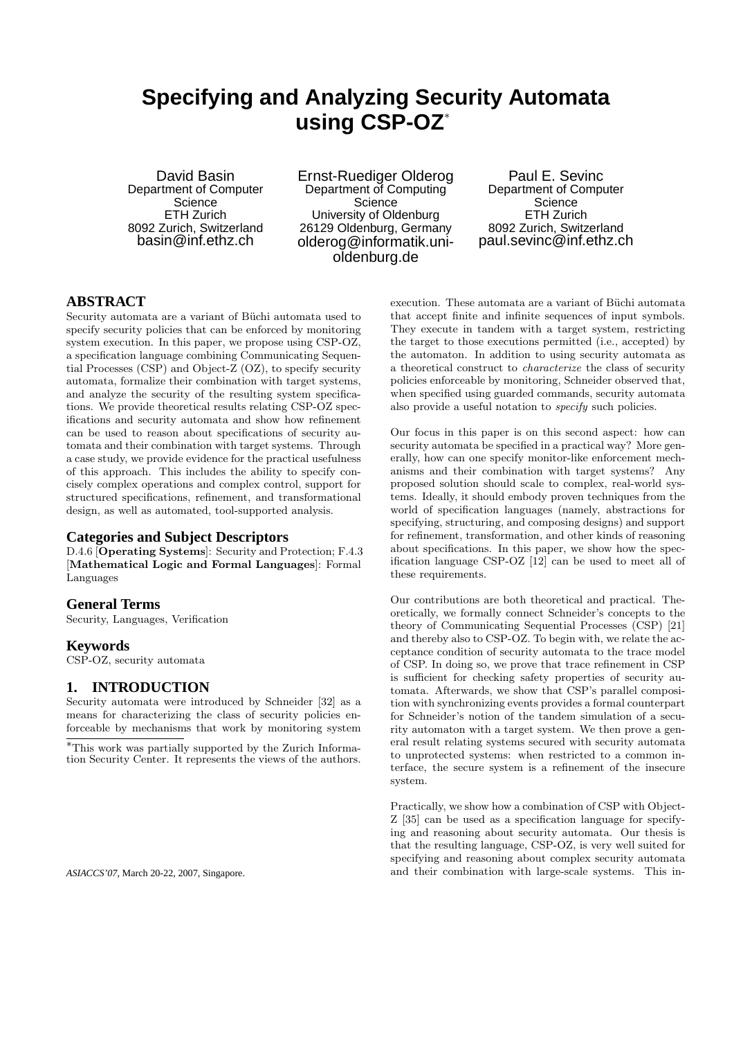# Specifying and Analyzing Security Automata using CSP-OZ*

David Basin
Department of Computer Science
ETH Zurich
8092 Zurich, Switzerland
basin@inf.ethz.ch

Ernst-Ruediger Olderog
Department of Computing Science
University of Oldenburg
26129 Oldenburg, Germany
olderog@informatik.uni-oldenburg.de

Paul E. Sevinc
Department of Computer Science
ETH Zurich
8092 Zurich, Switzerland
paul.sevinc@inf.ethz.ch

## ABSTRACT

Security automata are a variant of Büchi automata used to specify security policies that can be enforced by monitoring system execution. In this paper, we propose using CSP-OZ, a specification language combining Communicating Sequential Processes (CSP) and Object-Z (OZ), to specify security automata, formalize their combination with target systems, and analyze the security of the resulting system specifications. We provide theoretical results relating CSP-OZ specifications and security automata and show how refinement can be used to reason about specifications of security automata and their combination with target systems. Through a case study, we provide evidence for the practical usefulness of this approach. This includes the ability to specify concisely complex operations and complex control, support for structured specifications, refinement, and transformational design, as well as automated, tool-supported analysis.

### Categories and Subject Descriptors

D.4.6 [**Operating Systems**]: Security and Protection; F.4.3 [**Mathematical Logic and Formal Languages**]: Formal Languages

### General Terms

Security, Languages, Verification

### Keywords

CSP-OZ, security automata

## 1. INTRODUCTION

Security automata were introduced by Schneider [32] as a means for characterizing the class of security policies enforceable by mechanisms that work by monitoring system execution. These automata are a variant of Büchi automata that accept finite and infinite sequences of input symbols. They execute in tandem with a target system, restricting the target to those executions permitted (i.e., accepted) by the automaton. In addition to using security automata as a theoretical construct to *characterize* the class of security policies enforceable by monitoring, Schneider observed that, when specified using guarded commands, security automata also provide a useful notation to *specify* such policies.

Our focus in this paper is on this second aspect: how can security automata be specified in a practical way? More generally, how can one specify monitor-like enforcement mechanisms and their combination with target systems? Any proposed solution should scale to complex, real-world systems. Ideally, it should embody proven techniques from the world of specification languages (namely, abstractions for specifying, structuring, and composing designs) and support for refinement, transformation, and other kinds of reasoning about specifications. In this paper, we show how the specification language CSP-OZ [12] can be used to meet all of these requirements.

Our contributions are both theoretical and practical. Theoretically, we formally connect Schneider's concepts to the theory of Communicating Sequential Processes (CSP) [21] and thereby also to CSP-OZ. To begin with, we relate the acceptance condition of security automata to the trace model of CSP. In doing so, we prove that trace refinement in CSP is sufficient for checking safety properties of security automata. Afterwards, we show that CSP's parallel composition with synchronizing events provides a formal counterpart for Schneider's notion of the tandem simulation of a security automaton with a target system. We then prove a general result relating systems secured with security automata to unprotected systems: when restricted to a common interface, the secure system is a refinement of the insecure system.

Practically, we show how a combination of CSP with Object-Z [35] can be used as a specification language for specifying and reasoning about security automata. Our thesis is that the resulting language, CSP-OZ, is very well suited for specifying and reasoning about complex security automata and their combination with large-scale systems. This in-

*This work was partially supported by the Zurich Information Security Center. It represents the views of the authors.

*ASIACCS'07*, March 20-22, 2007, Singapore.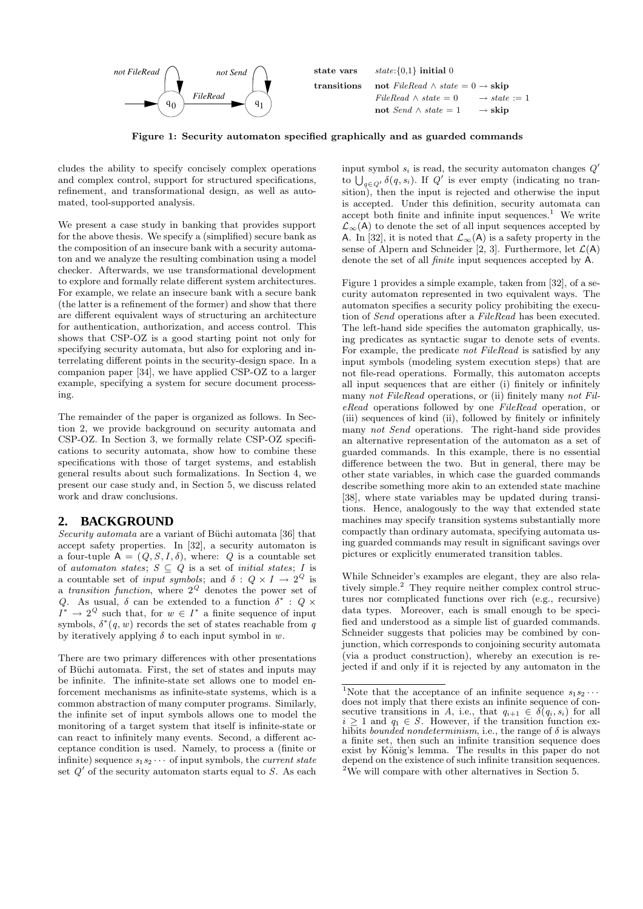**state vars** $state$:{0,1} **initial** 0

**transitions**
**not** *FileRead* $\wedge$ $state = 0 \rightarrow$ **skip**
*FileRead* $\wedge$ $state = 0 \rightarrow state := 1$
**not** *Send* $\wedge$ $state = 1 \rightarrow$ **skip**

**Figure 1: Security automaton specified graphically and as guarded commands**

cludes the ability to specify concisely complex operations and complex control, support for structured specifications, refinement, and transformational design, as well as automated, tool-supported analysis.

We present a case study in banking that provides support for the above thesis. We specify a (simplified) secure bank as the composition of an insecure bank with a security automaton and we analyze the resulting combination using a model checker. Afterwards, we use transformational development to explore and formally relate different system architectures. For example, we relate an insecure bank with a secure bank (the latter is a refinement of the former) and show that there are different equivalent ways of structuring an architecture for authentication, authorization, and access control. This shows that CSP-OZ is a good starting point not only for specifying security automata, but also for exploring and interrelating different points in the security-design space. In a companion paper [34], we have applied CSP-OZ to a larger example, specifying a system for secure document processing.

The remainder of the paper is organized as follows. In Section 2, we provide background on security automata and CSP-OZ. In Section 3, we formally relate CSP-OZ specifications to security automata, show how to combine these specifications with those of target systems, and establish general results about such formalizations. In Section 4, we present our case study and, in Section 5, we discuss related work and draw conclusions.

## 2. BACKGROUND

*Security automata* are a variant of Büchi automata [36] that accept safety properties. In [32], a security automaton is a four-tuple $\mathsf{A} = (Q, S, I, \delta)$, where: $Q$ is a countable set of *automaton states*; $S \subseteq Q$ is a set of *initial states*; $I$ is a countable set of *input symbols*; and $\delta : Q \times I \rightarrow 2^Q$ is a *transition function*, where $2^Q$ denotes the power set of $Q$. As usual, $\delta$ can be extended to a function $\delta^* : Q \times I^* \rightarrow 2^Q$ such that, for $w \in I^*$ a finite sequence of input symbols, $\delta^*(q, w)$ records the set of states reachable from $q$ by iteratively applying $\delta$ to each input symbol in $w$.

There are two primary differences with other presentations of Büchi automata. First, the set of states and inputs may be infinite. The infinite-state set allows one to model enforcement mechanisms as infinite-state systems, which is a common abstraction of many computer programs. Similarly, the infinite set of input symbols allows one to model the monitoring of a target system that itself is infinite-state or can react to infinitely many events. Second, a different acceptance condition is used. Namely, to process a (finite or infinite) sequence $s_1 s_2 \cdots$ of input symbols, the *current state* set $Q'$ of the security automaton starts equal to $S$. As each input symbol $s_i$ is read, the security automaton changes $Q'$ to $\bigcup_{q \in Q'} \delta(q, s_i)$. If $Q'$ is ever empty (indicating no transition), then the input is rejected and otherwise the input is accepted. Under this definition, security automata can accept both finite and infinite input sequences.[1] We write $\mathcal{L}_\infty(\mathsf{A})$ to denote the set of all input sequences accepted by $\mathsf{A}$. In [32], it is noted that $\mathcal{L}_\infty(\mathsf{A})$ is a safety property in the sense of Alpern and Schneider [2, 3]. Furthermore, let $\mathcal{L}(\mathsf{A})$ denote the set of all *finite* input sequences accepted by $\mathsf{A}$.

Figure 1 provides a simple example, taken from [32], of a security automaton represented in two equivalent ways. The automaton specifies a security policy prohibiting the execution of *Send* operations after a *FileRead* has been executed. The left-hand side specifies the automaton graphically, using predicates as syntactic sugar to denote sets of events. For example, the predicate *not FileRead* is satisfied by any input symbols (modeling system execution steps) that are not file-read operations. Formally, this automaton accepts all input sequences that are either (i) finitely or infinitely many *not FileRead* operations, or (ii) finitely many *not FileRead* operations followed by one *FileRead* operation, or (iii) sequences of kind (ii), followed by finitely or infinitely many *not Send* operations. The right-hand side provides an alternative representation of the automaton as a set of guarded commands. In this example, there is no essential difference between the two. But in general, there may be other state variables, in which case the guarded commands describe something more akin to an extended state machine [38], where state variables may be updated during transitions. Hence, analogously to the way that extended state machines may specify transition systems substantially more compactly than ordinary automata, specifying automata using guarded commands may result in significant savings over pictures or explicitly enumerated transition tables.

While Schneider's examples are elegant, they are also relatively simple.[2] They require neither complex control structures nor complicated functions over rich (e.g., recursive) data types. Moreover, each is small enough to be specified and understood as a simple list of guarded commands. Schneider suggests that policies may be combined by conjunction, which corresponds to conjoining security automata (via a product construction), whereby an execution is rejected if and only if it is rejected by any automaton in the

[1] Note that the acceptance of an infinite sequence $s_1 s_2 \cdots$ does not imply that there exists an infinite sequence of consecutive transitions in $A$, i.e., that $q_{i+1} \in \delta(q_i, s_i)$ for all $i \geq 1$ and $q_1 \in S$. However, if the transition function exhibits *bounded nondeterminism*, i.e., the range of $\delta$ is always a finite set, then such an infinite transition sequence does exist by König's lemma. The results in this paper do not depend on the existence of such infinite transition sequences.

[2] We will compare with other alternatives in Section 5.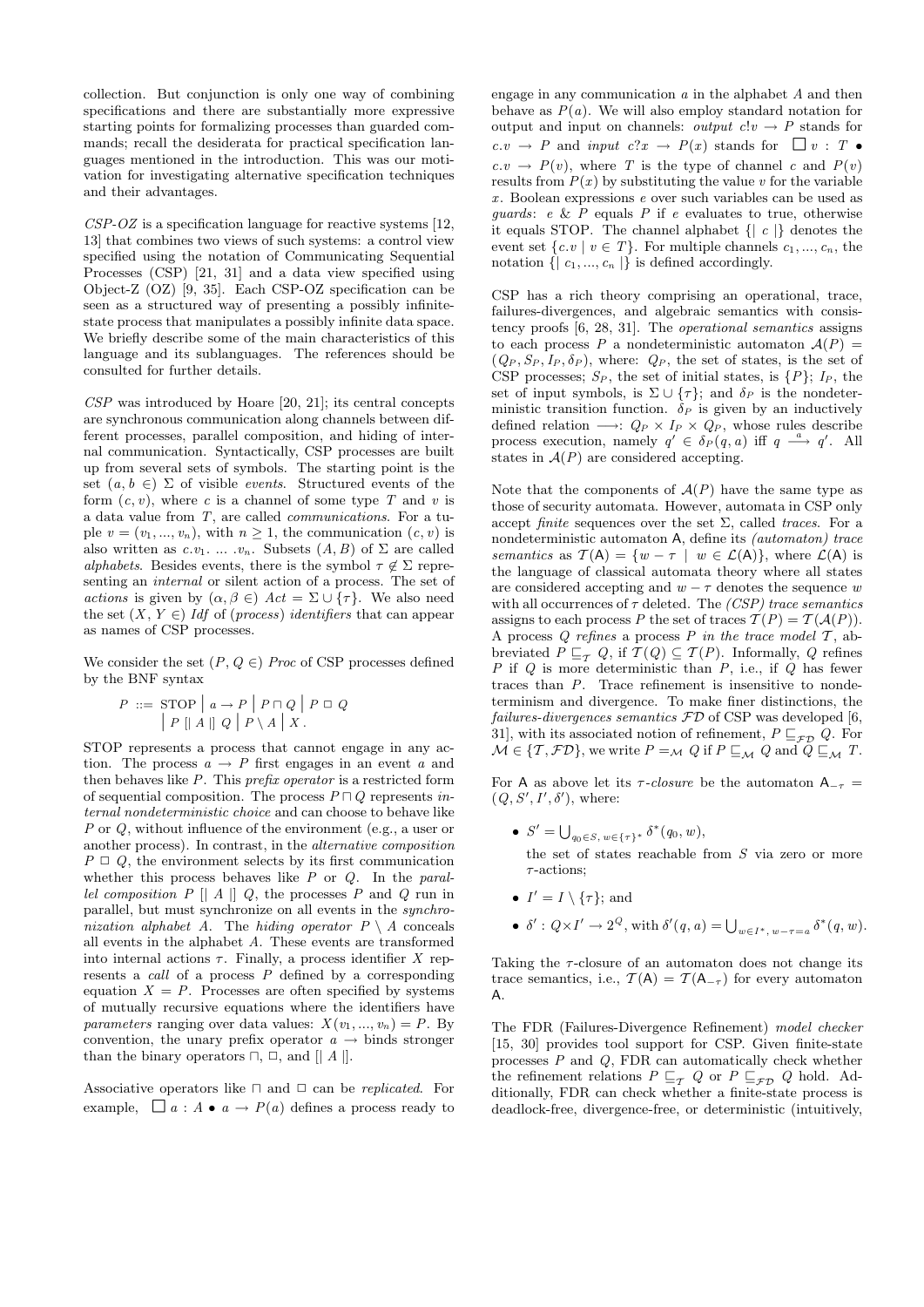collection. But conjunction is only one way of combining specifications and there are substantially more expressive starting points for formalizing processes than guarded commands; recall the desiderata for practical specification languages mentioned in the introduction. This was our motivation for investigating alternative specification techniques and their advantages.

*CSP-OZ* is a specification language for reactive systems [12, 13] that combines two views of such systems: a control view specified using the notation of Communicating Sequential Processes (CSP) [21, 31] and a data view specified using Object-Z (OZ) [9, 35]. Each CSP-OZ specification can be seen as a structured way of presenting a possibly infinite-state process that manipulates a possibly infinite data space. We briefly describe some of the main characteristics of this language and its sublanguages. The references should be consulted for further details.

*CSP* was introduced by Hoare [20, 21]; its central concepts are synchronous communication along channels between different processes, parallel composition, and hiding of internal communication. Syntactically, CSP processes are built up from several sets of symbols. The starting point is the set $(a, b \in)\ \Sigma$ of visible *events*. Structured events of the form $(c, v)$, where $c$ is a channel of some type $T$ and $v$ is a data value from $T$, are called *communications*. For a tuple $v = (v_1, ..., v_n)$, with $n \geq 1$, the communication $(c, v)$ is also written as $c.v_1. \ ... \ .v_n$. Subsets $(A, B)$ of $\Sigma$ are called *alphabets*. Besides events, there is the symbol $\tau \notin \Sigma$ representing an *internal* or silent action of a process. The set of *actions* is given by $(\alpha, \beta \in)\ Act = \Sigma \cup \{\tau\}$. We also need the set $(X, Y \in)\ Idf$ of (*process*) *identifiers* that can appear as names of CSP processes.

We consider the set $(P, Q \in)\ Proc$ of CSP processes defined by the BNF syntax

$$P ::= \text{STOP} \mid a \rightarrow P \mid P \sqcap Q \mid P \,\Box\, Q \mid P \,[\![\, A \,]\!]\, Q \mid P \setminus A \mid X\,.$$

STOP represents a process that cannot engage in any action. The process $a \rightarrow P$ first engages in an event $a$ and then behaves like $P$. This *prefix operator* is a restricted form of sequential composition. The process $P \sqcap Q$ represents *internal nondeterministic choice* and can choose to behave like $P$ or $Q$, without influence of the environment (e.g., a user or another process). In contrast, in the *alternative composition* $P \,\Box\, Q$, the environment selects by its first communication whether this process behaves like $P$ or $Q$. In the *parallel composition* $P \,[\![\, A \,]\!]\, Q$, the processes $P$ and $Q$ run in parallel, but must synchronize on all events in the *synchronization alphabet* $A$. The *hiding operator* $P \setminus A$ conceals all events in the alphabet $A$. These events are transformed into internal actions $\tau$. Finally, a process identifier $X$ represents a *call* of a process $P$ defined by a corresponding equation $X = P$. Processes are often specified by systems of mutually recursive equations where the identifiers have *parameters* ranging over data values: $X(v_1, ..., v_n) = P$. By convention, the unary prefix operator $a \rightarrow$ binds stronger than the binary operators $\sqcap$, $\Box$, and $[\![\, A \,]\!]$.

Associative operators like $\sqcap$ and $\Box$ can be *replicated*. For example, $\Box\, a : A \bullet a \rightarrow P(a)$ defines a process ready to engage in any communication $a$ in the alphabet $A$ and then behave as $P(a)$. We will also employ standard notation for output and input on channels: *output* $c!v \rightarrow P$ stands for $c.v \rightarrow P$ and *input* $c?x \rightarrow P(x)$ stands for $\Box\, v : T \bullet c.v \rightarrow P(v)$, where $T$ is the type of channel $c$ and $P(v)$ results from $P(x)$ by substituting the value $v$ for the variable $x$. Boolean expressions $e$ over such variables can be used as *guards*: $e\ \&\ P$ equals $P$ if $e$ evaluates to true, otherwise it equals STOP. The channel alphabet $\{\!|\ c\ |\!\}$ denotes the event set $\{c.v \mid v \in T\}$. For multiple channels $c_1, ..., c_n$, the notation $\{\!|\ c_1, ..., c_n\ |\!\}$ is defined accordingly.

CSP has a rich theory comprising an operational, trace, failures-divergences, and algebraic semantics with consistency proofs [6, 28, 31]. The *operational semantics* assigns to each process $P$ a nondeterministic automaton $\mathcal{A}(P) = (Q_P, S_P, I_P, \delta_P)$, where: $Q_P$, the set of states, is the set of CSP processes; $S_P$, the set of initial states, is $\{P\}$; $I_P$, the set of input symbols, is $\Sigma \cup \{\tau\}$; and $\delta_P$ is the nondeterministic transition function. $\delta_P$ is given by an inductively defined relation $\longrightarrow$: $Q_P \times I_P \times Q_P$, whose rules describe process execution, namely $q' \in \delta_P(q, a)$ iff $q \overset{a}{\longrightarrow} q'$. All states in $\mathcal{A}(P)$ are considered accepting.

Note that the components of $\mathcal{A}(P)$ have the same type as those of security automata. However, automata in CSP only accept *finite* sequences over the set $\Sigma$, called *traces*. For a nondeterministic automaton $\mathsf{A}$, define its *(automaton) trace semantics* as $\mathcal{T}(\mathsf{A}) = \{w - \tau \mid w \in \mathcal{L}(\mathsf{A})\}$, where $\mathcal{L}(\mathsf{A})$ is the language of classical automata theory where all states are considered accepting and $w - \tau$ denotes the sequence $w$ with all occurrences of $\tau$ deleted. The *(CSP) trace semantics* assigns to each process $P$ the set of traces $\mathcal{T}(P) = \mathcal{T}(\mathcal{A}(P))$. A process $Q$ *refines* a process $P$ *in the trace model* $\mathcal{T}$, abbreviated $P \sqsubseteq_{\mathcal{T}} Q$, if $\mathcal{T}(Q) \subseteq \mathcal{T}(P)$. Informally, $Q$ refines $P$ if $Q$ is more deterministic than $P$, i.e., if $Q$ has fewer traces than $P$. Trace refinement is insensitive to nondeterminism and divergence. To make finer distinctions, the *failures-divergences semantics* $\mathcal{FD}$ of CSP was developed [6, 31], with its associated notion of refinement, $P \sqsubseteq_{\mathcal{FD}} Q$. For $\mathcal{M} \in \{\mathcal{T}, \mathcal{FD}\}$, we write $P =_{\mathcal{M}} Q$ if $P \sqsubseteq_{\mathcal{M}} Q$ and $Q \sqsubseteq_{\mathcal{M}} T$.

For $\mathsf{A}$ as above let its *$\tau$-closure* be the automaton $\mathsf{A}_{-\tau} = (Q, S', I', \delta')$, where:

- $S' = \bigcup_{q_0 \in S,\ w \in \{\tau\}^*} \delta^*(q_0, w)$, the set of states reachable from $S$ via zero or more $\tau$-actions;
- $I' = I \setminus \{\tau\}$; and
- $\delta' : Q \times I' \rightarrow 2^Q$, with $\delta'(q, a) = \bigcup_{w \in I^*,\ w - \tau = a} \delta^*(q, w)$.

Taking the $\tau$-closure of an automaton does not change its trace semantics, i.e., $\mathcal{T}(\mathsf{A}) = \mathcal{T}(\mathsf{A}_{-\tau})$ for every automaton $\mathsf{A}$.

The FDR (Failures-Divergence Refinement) *model checker* [15, 30] provides tool support for CSP. Given finite-state processes $P$ and $Q$, FDR can automatically check whether the refinement relations $P \sqsubseteq_{\mathcal{T}} Q$ or $P \sqsubseteq_{\mathcal{FD}} Q$ hold. Additionally, FDR can check whether a finite-state process is deadlock-free, divergence-free, or deterministic (intuitively,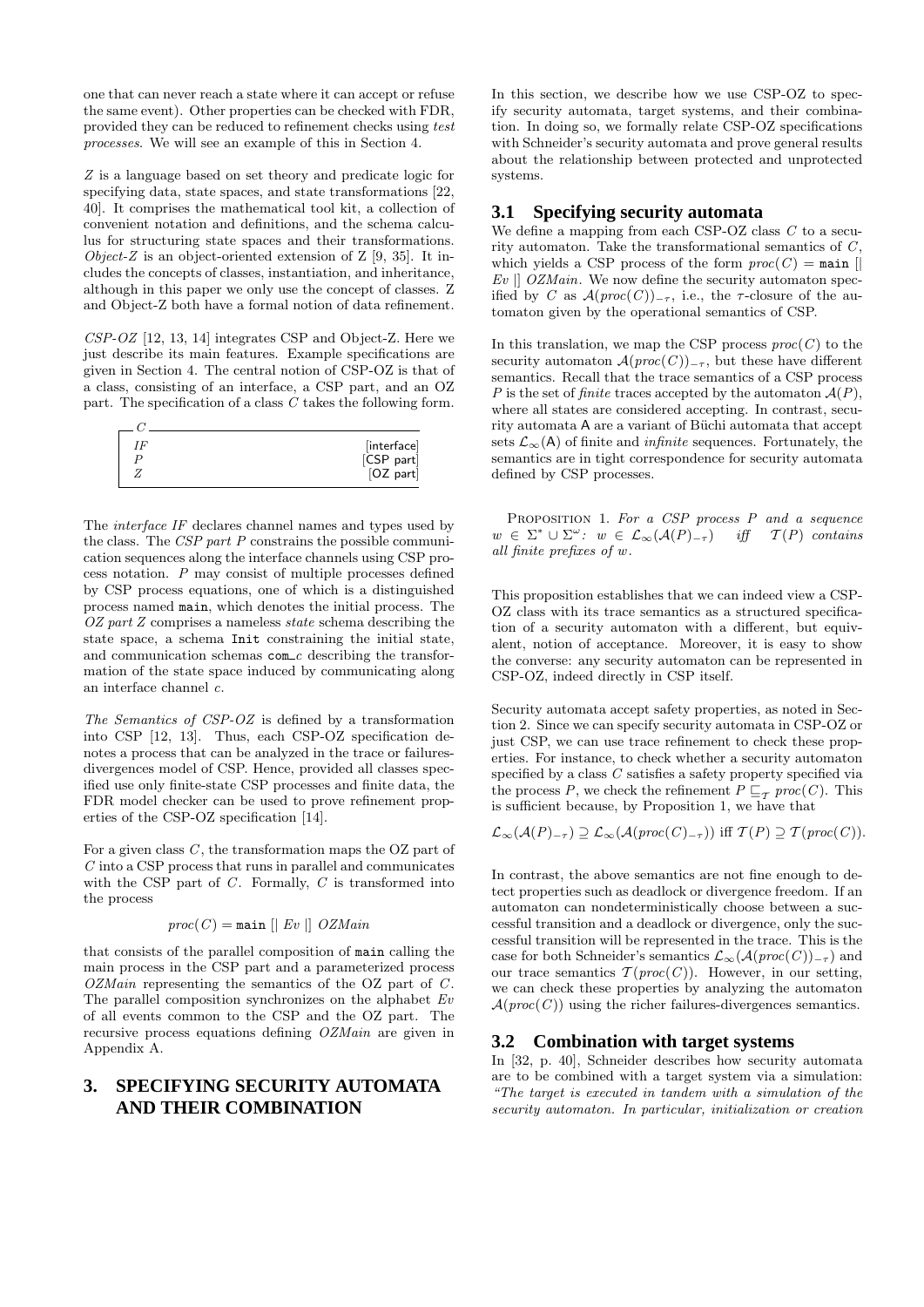one that can never reach a state where it can accept or refuse the same event). Other properties can be checked with FDR, provided they can be reduced to refinement checks using *test processes*. We will see an example of this in Section 4.

*Z* is a language based on set theory and predicate logic for specifying data, state spaces, and state transformations [22, 40]. It comprises the mathematical tool kit, a collection of convenient notation and definitions, and the schema calculus for structuring state spaces and their transformations. *Object-Z* is an object-oriented extension of Z [9, 35]. It includes the concepts of classes, instantiation, and inheritance, although in this paper we only use the concept of classes. Z and Object-Z both have a formal notion of data refinement.

*CSP-OZ* [12, 13, 14] integrates CSP and Object-Z. Here we just describe its main features. Example specifications are given in Section 4. The central notion of CSP-OZ is that of a class, consisting of an interface, a CSP part, and an OZ part. The specification of a class $C$ takes the following form.

| $C$ | |
|---|---|
| $IF$ | [interface] |
| $P$ | [CSP part] |
| $Z$ | [OZ part] |

The *interface IF* declares channel names and types used by the class. The *CSP part P* constrains the possible communication sequences along the interface channels using CSP process notation. $P$ may consist of multiple processes defined by CSP process equations, one of which is a distinguished process named `main`, which denotes the initial process. The *OZ part Z* comprises a nameless *state* schema describing the state space, a schema `Init` constraining the initial state, and communication schemas `com_c` describing the transformation of the state space induced by communicating along an interface channel $c$.

*The Semantics of CSP-OZ* is defined by a transformation into CSP [12, 13]. Thus, each CSP-OZ specification denotes a process that can be analyzed in the trace or failures-divergences model of CSP. Hence, provided all classes specified use only finite-state CSP processes and finite data, the FDR model checker can be used to prove refinement properties of the CSP-OZ specification [14].

For a given class $C$, the transformation maps the OZ part of $C$ into a CSP process that runs in parallel and communicates with the CSP part of $C$. Formally, $C$ is transformed into the process

$$proc(C) = \texttt{main} \; [| \; Ev \; |] \; OZMain$$

that consists of the parallel composition of `main` calling the main process in the CSP part and a parameterized process *OZMain* representing the semantics of the OZ part of $C$. The parallel composition synchronizes on the alphabet $Ev$ of all events common to the CSP and the OZ part. The recursive process equations defining *OZMain* are given in Appendix A.

# 3. SPECIFYING SECURITY AUTOMATA AND THEIR COMBINATION

In this section, we describe how we use CSP-OZ to specify security automata, target systems, and their combination. In doing so, we formally relate CSP-OZ specifications with Schneider's security automata and prove general results about the relationship between protected and unprotected systems.

## 3.1 Specifying security automata

We define a mapping from each CSP-OZ class $C$ to a security automaton. Take the transformational semantics of $C$, which yields a CSP process of the form $proc(C) = \texttt{main} \; [| \; Ev \; |] \; OZMain$. We now define the security automaton specified by $C$ as $\mathcal{A}(proc(C))_{-\tau}$, i.e., the $\tau$-closure of the automaton given by the operational semantics of CSP.

In this translation, we map the CSP process $proc(C)$ to the security automaton $\mathcal{A}(proc(C))_{-\tau}$, but these have different semantics. Recall that the trace semantics of a CSP process $P$ is the set of *finite* traces accepted by the automaton $\mathcal{A}(P)$, where all states are considered accepting. In contrast, security automata $\mathsf{A}$ are a variant of Büchi automata that accept sets $\mathcal{L}_\infty(\mathsf{A})$ of finite and *infinite* sequences. Fortunately, the semantics are in tight correspondence for security automata defined by CSP processes.

Proposition 1. *For a CSP process $P$ and a sequence $w \in \Sigma^* \cup \Sigma^\omega$: $w \in \mathcal{L}_\infty(\mathcal{A}(P)_{-\tau})$ iff $\mathcal{T}(P)$ contains all finite prefixes of $w$.*

This proposition establishes that we can indeed view a CSP-OZ class with its trace semantics as a structured specification of a security automaton with a different, but equivalent, notion of acceptance. Moreover, it is easy to show the converse: any security automaton can be represented in CSP-OZ, indeed directly in CSP itself.

Security automata accept safety properties, as noted in Section 2. Since we can specify security automata in CSP-OZ or just CSP, we can use trace refinement to check these properties. For instance, to check whether a security automaton specified by a class $C$ satisfies a safety property specified via the process $P$, we check the refinement $P \sqsubseteq_{\mathcal{T}} proc(C)$. This is sufficient because, by Proposition 1, we have that

$$\mathcal{L}_\infty(\mathcal{A}(P)_{-\tau}) \supseteq \mathcal{L}_\infty(\mathcal{A}(proc(C)_{-\tau})) \text{ iff } \mathcal{T}(P) \supseteq \mathcal{T}(proc(C)).$$

In contrast, the above semantics are not fine enough to detect properties such as deadlock or divergence freedom. If an automaton can nondeterministically choose between a successful transition and a deadlock or divergence, only the successful transition will be represented in the trace. This is the case for both Schneider's semantics $\mathcal{L}_\infty(\mathcal{A}(proc(C))_{-\tau})$ and our trace semantics $\mathcal{T}(proc(C))$. However, in our setting, we can check these properties by analyzing the automaton $\mathcal{A}(proc(C))$ using the richer failures-divergences semantics.

## 3.2 Combination with target systems

In [32, p. 40], Schneider describes how security automata are to be combined with a target system via a simulation: *"The target is executed in tandem with a simulation of the security automaton. In particular, initialization or creation*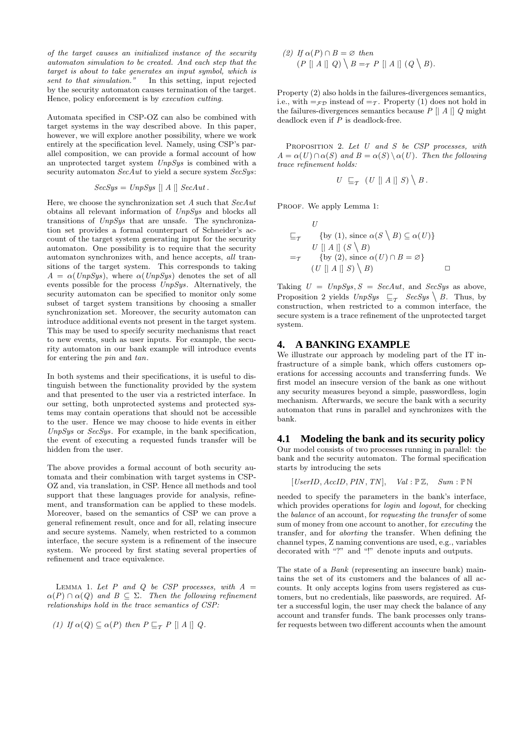*of the target causes an initialized instance of the security automaton simulation to be created. And each step that the target is about to take generates an input symbol, which is sent to that simulation."* In this setting, input rejected by the security automaton causes termination of the target. Hence, policy enforcement is by *execution cutting*.

Automata specified in CSP-OZ can also be combined with target systems in the way described above. In this paper, however, we will explore another possibility, where we work entirely at the specification level. Namely, using CSP's parallel composition, we can provide a formal account of how an unprotected target system *UnpSys* is combined with a security automaton *SecAut* to yield a secure system *SecSys*:

$$SecSys = UnpSys \ [|\ A\ |]\ SecAut\,.$$

Here, we choose the synchronization set $A$ such that *SecAut* obtains all relevant information of *UnpSys* and blocks all transitions of *UnpSys* that are unsafe. The synchronization set provides a formal counterpart of Schneider's account of the target system generating input for the security automaton. One possibility is to require that the security automaton synchronizes with, and hence accepts, *all* transitions of the target system. This corresponds to taking $A = \alpha(UnpSys)$, where $\alpha(UnpSys)$ denotes the set of all events possible for the process *UnpSys*. Alternatively, the security automaton can be specified to monitor only some subset of target system transitions by choosing a smaller synchronization set. Moreover, the security automaton can introduce additional events not present in the target system. This may be used to specify security mechanisms that react to new events, such as user inputs. For example, the security automaton in our bank example will introduce events for entering the *pin* and *tan*.

In both systems and their specifications, it is useful to distinguish between the functionality provided by the system and that presented to the user via a restricted interface. In our setting, both unprotected systems and protected systems may contain operations that should not be accessible to the user. Hence we may choose to hide events in either *UnpSys* or *SecSys*. For example, in the bank specification, the event of executing a requested funds transfer will be hidden from the user.

The above provides a formal account of both security automata and their combination with target systems in CSP-OZ and, via translation, in CSP. Hence all methods and tool support that these languages provide for analysis, refinement, and transformation can be applied to these models. Moreover, based on the semantics of CSP we can prove a general refinement result, once and for all, relating insecure and secure systems. Namely, when restricted to a common interface, the secure system is a refinement of the insecure system. We proceed by first stating several properties of refinement and trace equivalence.

Lemma 1. *Let $P$ and $Q$ be CSP processes, with $A = \alpha(P) \cap \alpha(Q)$ and $B \subseteq \Sigma$. Then the following refinement relationships hold in the trace semantics of CSP:*

*(1) If $\alpha(Q) \subseteq \alpha(P)$ then $P \sqsubseteq_{\mathcal{T}} P\ [|\ A\ |]\ Q$.*

*(2) If $\alpha(P) \cap B = \varnothing$ then*
$(P\ [|\ A\ |]\ Q) \setminus B =_{\mathcal{T}} P\ [|\ A\ |]\ (Q \setminus B)$.

Property (2) also holds in the failures-divergences semantics, i.e., with $=_{\mathcal{FD}}$ instead of $=_{\mathcal{T}}$. Property (1) does not hold in the failures-divergences semantics because $P\ [|\ A\ |]\ Q$ might deadlock even if $P$ is deadlock-free.

Proposition 2. *Let $U$ and $S$ be CSP processes, with $A = \alpha(U) \cap \alpha(S)$ and $B = \alpha(S) \setminus \alpha(U)$. Then the following trace refinement holds:*

$$U \ \sqsubseteq_{\mathcal{T}}\ (U\ [|\ A\ |]\ S) \setminus B\,.$$

Proof. We apply Lemma 1:

$$\begin{array}{ll} & U \\ \sqsubseteq_{\mathcal{T}} & \{\text{by (1), since } \alpha(S \setminus B) \subseteq \alpha(U)\} \\ & U\ [|\ A\ |]\ (S \setminus B) \\ =_{\mathcal{T}} & \{\text{by (2), since } \alpha(U) \cap B = \varnothing\} \\ & (U\ [|\ A\ |]\ S) \setminus B) \end{array}$$

□

Taking $U = UnpSys, S = SecAut$, and *SecSys* as above, Proposition 2 yields $UnpSys \ \sqsubseteq_{\mathcal{T}}\ SecSys \setminus B$. Thus, by construction, when restricted to a common interface, the secure system is a trace refinement of the unprotected target system.

## 4. A BANKING EXAMPLE

We illustrate our approach by modeling part of the IT infrastructure of a simple bank, which offers customers operations for accessing accounts and transferring funds. We first model an insecure version of the bank as one without any security measures beyond a simple, passwordless, login mechanism. Afterwards, we secure the bank with a security automaton that runs in parallel and synchronizes with the bank.

### 4.1 Modeling the bank and its security policy

Our model consists of two processes running in parallel: the bank and the security automaton. The formal specification starts by introducing the sets

$$[UserID, AccID, PIN, TN], \quad Val : \mathbb{P}\,\mathbb{Z}, \quad Sum : \mathbb{P}\,\mathbb{N}$$

needed to specify the parameters in the bank's interface, which provides operations for *login* and *logout*, for checking the *balance* of an account, for *requesting the transfer* of some sum of money from one account to another, for *executing* the transfer, and for *aborting* the transfer. When defining the channel types, Z naming conventions are used, e.g., variables decorated with "?" and "!" denote inputs and outputs.

The state of a *Bank* (representing an insecure bank) maintains the set of its customers and the balances of all accounts. It only accepts logins from users registered as customers, but no credentials, like passwords, are required. After a successful login, the user may check the balance of any account and transfer funds. The bank processes only transfer requests between two different accounts when the amount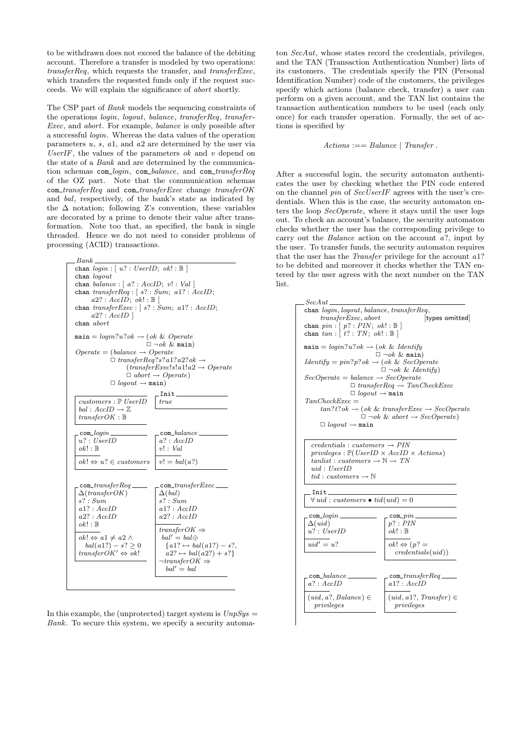to be withdrawn does not exceed the balance of the debiting account. Therefore a transfer is modeled by two operations: *transferReq*, which requests the transfer, and *transferExec*, which transfers the requested funds only if the request succeeds. We will explain the significance of *abort* shortly.

The CSP part of *Bank* models the sequencing constraints of the operations *login*, *logout*, *balance*, *transferReq*, *transferExec*, and *abort*. For example, *balance* is only possible after a successful *login*. Whereas the data values of the operation parameters $u$, $s$, $a1$, and $a2$ are determined by the user via *UserIF*, the values of the parameters $ok$ and $v$ depend on the state of a *Bank* and are determined by the communication schemas com_*login*, com_*balance*, and com_*transferReq* of the OZ part. Note that the communication schemas com_*transferReq* and com_*transferExec* change *transferOK* and *bal*, respectively, of the bank's state as indicated by the $\Delta$ notation; following Z's convention, these variables are decorated by a prime to denote their value after transformation. Note too that, as specified, the bank is single threaded. Hence we do not need to consider problems of processing (ACID) transactions.

```
Bank
chan login : [ u? : UserID; ok! : 𝔹 ]
chan logout
chan balance : [ a? : AccID; v! : Val ]
chan transferReq : [ s? : Sum; a1? : AccID;
      a2? : AccID; ok! : 𝔹 ]
chan transferExec : [ s? : Sum; a1? : AccID;
      a2? : AccID ]
chan abort

main = login?u?ok → (ok & Operate
                      □ ¬ok & main)
Operate = (balance → Operate
           □ transferReq?s?a1?a2?ok →
               (transferExec!s!a1!a2 → Operate
                □ abort → Operate)
           □ logout → main)

| customers : ℙ UserID        Init
| bal : AccID → ℤ             | true
| transferOK : 𝔹

com_login                     com_balance
| u? : UserID                 | a? : AccID
| ok! : 𝔹                     | v! : Val
|----------------------       |----------------
| ok! ⇔ u? ∈ customers        | v! = bal(a?)

com_transferReq               com_transferExec
| Δ(transferOK)               | Δ(bal)
| s? : Sum                    | s? : Sum
| a1? : AccID                 | a1? : AccID
| a2? : AccID                 | a2? : AccID
| ok! : 𝔹                     |----------------
|----------------------       | transferOK ⇒
| ok! ⇔ a1 ≠ a2 ∧             |  bal' = bal⊕
|   bal(a1?) − s? ≥ 0         |   {a1? ↦ bal(a1?) − s?,
| transferOK' ⇔ ok!           |    a2? ↦ bal(a2?) + s?}
                              | ¬transferOK ⇒
                              |   bal' = bal
```

In this example, the (unprotected) target system is $UnpSys = Bank$. To secure this system, we specify a security automaton *SecAut*, whose states record the credentials, privileges, and the TAN (Transaction Authentication Number) lists of its customers. The credentials specify the PIN (Personal Identification Number) code of the customers, the privileges specify which actions (balance check, transfer) a user can perform on a given account, and the TAN list contains the transaction authentication numbers to be used (each only once) for each transfer operation. Formally, the set of actions is specified by

$$Actions ::= Balance \mid Transfer\,.$$

After a successful login, the security automaton authenticates the user by checking whether the PIN code entered on the channel *pin* of *SecUserIF* agrees with the user's credentials. When this is the case, the security automaton enters the loop *SecOperate*, where it stays until the user logs out. To check an account's balance, the security automaton checks whether the user has the corresponding privilege to carry out the *Balance* action on the account $a?$, input by the user. To transfer funds, the security automaton requires that the user has the *Transfer* privilege for the account $a1?$ to be debited and moreover it checks whether the TAN entered by the user agrees with the next number on the TAN list.

```
SecAut
chan login, logout, balance, transferReq,
      transferExec, abort                [types omitted]
chan pin : [ p? : PIN; ok! : 𝔹 ]
chan tan : [ t? : TN; ok! : 𝔹 ]

main = login?u?ok → (ok & Identify
                     □ ¬ok & main)
Identify = pin?p?ok → (ok & SecOperate
                       □ ¬ok & Identify)
SecOperate = balance → SecOperate
             □ transferReq → TanCheckExec
             □ logout → main
TanCheckExec =
    tan?t?ok → (ok & transferExec → SecOperate
                □ ¬ok & abort → SecOperate)
    □ logout → main

| credentials : customers → PIN
| privileges : ℙ(UserID × AccID × Actions)
| tanlist : customers → ℕ → TN
| uid : UserID
| tid : customers → ℕ

Init
| ∀ uid : customers • tid(uid) = 0

com_login                     com_pin
| Δ(uid)                      | p? : PIN
| u? : UserID                 | ok! : 𝔹
|----------------------       |----------------
| uid' = u?                   | ok! ⇔ (p? =
                              |   credentials(uid))

com_balance                   com_transferReq
| a? : AccID                  | a1? : AccID
|----------------------       |----------------
| (uid, a?, Balance) ∈        | (uid, a1?, Transfer) ∈
|   privileges                |   privileges
```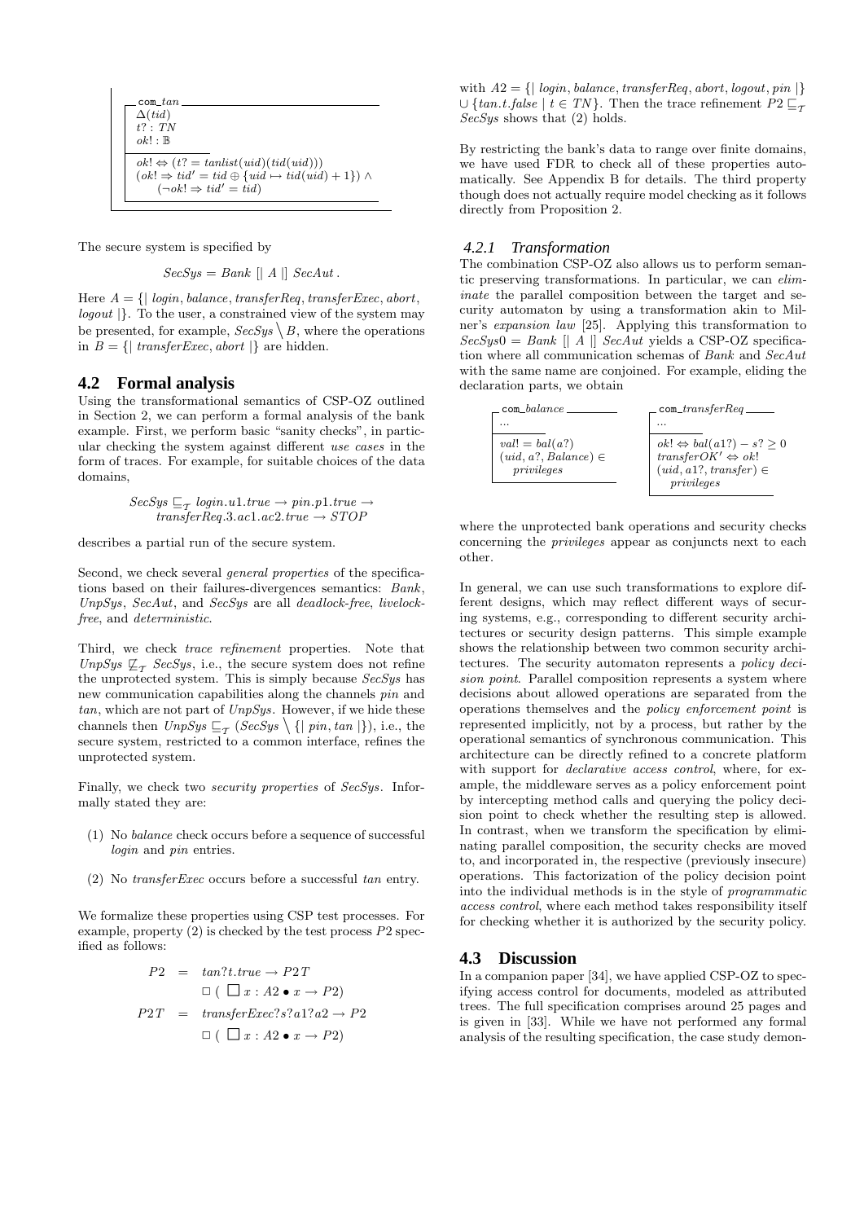$$
\begin{array}{|l}
\hline
\texttt{com\_}tan \\
\Delta(tid) \\
t? : TN \\
ok! : \mathbb{B} \\
\hline
ok! \Leftrightarrow (t? = tanlist(uid)(tid(uid))) \\
(ok! \Rightarrow tid' = tid \oplus \{uid \mapsto tid(uid) + 1\}) \wedge \\
\quad (\neg ok! \Rightarrow tid' = tid) \\
\hline
\end{array}
$$

The secure system is specified by

$$SecSys = Bank \; [| \; A \; |] \; SecAut \, .$$

Here $A = \{| \; login, balance, transferReq, transferExec, abort, logout \; |\}$. To the user, a constrained view of the system may be presented, for example, $SecSys \setminus B$, where the operations in $B = \{| \; transferExec, abort \; |\}$ are hidden.

## 4.2 Formal analysis

Using the transformational semantics of CSP-OZ outlined in Section 2, we can perform a formal analysis of the bank example. First, we perform basic "sanity checks", in particular checking the system against different *use cases* in the form of traces. For example, for suitable choices of the data domains,

$$SecSys \sqsubseteq_{\mathcal{T}} login.u1.true \rightarrow pin.p1.true \rightarrow transferReq.3.ac1.ac2.true \rightarrow STOP$$

describes a partial run of the secure system.

Second, we check several *general properties* of the specifications based on their failures-divergences semantics: *Bank*, *UnpSys*, *SecAut*, and *SecSys* are all *deadlock-free*, *livelock-free*, and *deterministic*.

Third, we check *trace refinement* properties. Note that $UnpSys \not\sqsubseteq_{\mathcal{T}} SecSys$, i.e., the secure system does not refine the unprotected system. This is simply because *SecSys* has new communication capabilities along the channels *pin* and *tan*, which are not part of *UnpSys*. However, if we hide these channels then $UnpSys \sqsubseteq_{\mathcal{T}} (SecSys \setminus \{| \; pin, tan \; |\})$, i.e., the secure system, restricted to a common interface, refines the unprotected system.

Finally, we check two *security properties* of *SecSys*. Informally stated they are:

(1) No *balance* check occurs before a sequence of successful *login* and *pin* entries.

(2) No *transferExec* occurs before a successful *tan* entry.

We formalize these properties using CSP test processes. For example, property (2) is checked by the test process *P*2 specified as follows:

$$
\begin{aligned}
P2 &= tan?t.true \rightarrow P2T \\
&\quad \Box \; ( \; \Box \; x : A2 \bullet x \rightarrow P2) \\
P2T &= transferExec?s?a1?a2 \rightarrow P2 \\
&\quad \Box \; ( \; \Box \; x : A2 \bullet x \rightarrow P2)
\end{aligned}
$$

with $A2 = \{| \; login, balance, transferReq, abort, logout, pin \; |\} \cup \{tan.t.false \mid t \in TN\}$. Then the trace refinement $P2 \sqsubseteq_{\mathcal{T}} SecSys$ shows that (2) holds.

By restricting the bank's data to range over finite domains, we have used FDR to check all of these properties automatically. See Appendix B for details. The third property though does not actually require model checking as it follows directly from Proposition 2.

### 4.2.1 Transformation

The combination CSP-OZ also allows us to perform semantic preserving transformations. In particular, we can *eliminate* the parallel composition between the target and security automaton by using a transformation akin to Milner's *expansion law* [25]. Applying this transformation to $SecSys0 = Bank \; [| \; A \; |] \; SecAut$ yields a CSP-OZ specification where all communication schemas of *Bank* and *SecAut* with the same name are conjoined. For example, eliding the declaration parts, we obtain

$$
\begin{array}{|l}
\hline
\texttt{com\_}balance \\
\ldots \\
\hline
val! = bal(a?) \\
(uid, a?, Balance) \in \\
\quad privileges \\
\hline
\end{array}
\qquad
\begin{array}{|l}
\hline
\texttt{com\_}transferReq \\
\ldots \\
\hline
ok! \Leftrightarrow bal(a1?) - s? \geq 0 \\
transferOK' \Leftrightarrow ok! \\
(uid, a1?, transfer) \in \\
\quad privileges \\
\hline
\end{array}
$$

where the unprotected bank operations and security checks concerning the *privileges* appear as conjuncts next to each other.

In general, we can use such transformations to explore different designs, which may reflect different ways of securing systems, e.g., corresponding to different security architectures or security design patterns. This simple example shows the relationship between two common security architectures. The security automaton represents a *policy decision point*. Parallel composition represents a system where decisions about allowed operations are separated from the operations themselves and the *policy enforcement point* is represented implicitly, not by a process, but rather by the operational semantics of synchronous communication. This architecture can be directly refined to a concrete platform with support for *declarative access control*, where, for example, the middleware serves as a policy enforcement point by intercepting method calls and querying the policy decision point to check whether the resulting step is allowed. In contrast, when we transform the specification by eliminating parallel composition, the security checks are moved to, and incorporated in, the respective (previously insecure) operations. This factorization of the policy decision point into the individual methods is in the style of *programmatic access control*, where each method takes responsibility itself for checking whether it is authorized by the security policy.

## 4.3 Discussion

In a companion paper [34], we have applied CSP-OZ to specifying access control for documents, modeled as attributed trees. The full specification comprises around 25 pages and is given in [33]. While we have not performed any formal analysis of the resulting specification, the case study demon-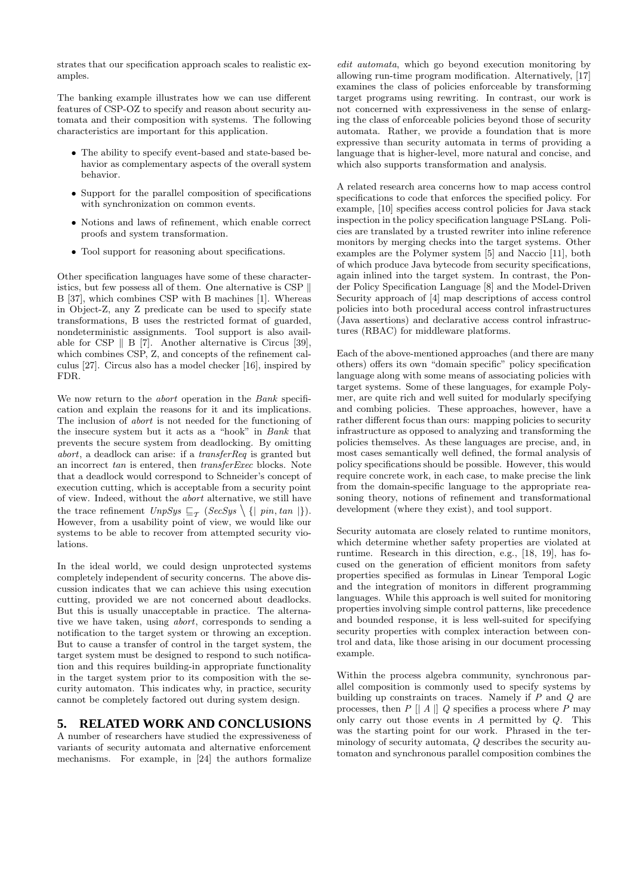strates that our specification approach scales to realistic examples.

The banking example illustrates how we can use different features of CSP-OZ to specify and reason about security automata and their composition with systems. The following characteristics are important for this application.

- The ability to specify event-based and state-based behavior as complementary aspects of the overall system behavior.
- Support for the parallel composition of specifications with synchronization on common events.
- Notions and laws of refinement, which enable correct proofs and system transformation.
- Tool support for reasoning about specifications.

Other specification languages have some of these characteristics, but few possess all of them. One alternative is CSP $\|$ B [37], which combines CSP with B machines [1]. Whereas in Object-Z, any Z predicate can be used to specify state transformations, B uses the restricted format of guarded, nondeterministic assignments. Tool support is also available for CSP $\|$ B [7]. Another alternative is Circus [39], which combines CSP, Z, and concepts of the refinement calculus [27]. Circus also has a model checker [16], inspired by FDR.

We now return to the *abort* operation in the *Bank* specification and explain the reasons for it and its implications. The inclusion of *abort* is not needed for the functioning of the insecure system but it acts as a "hook" in *Bank* that prevents the secure system from deadlocking. By omitting *abort*, a deadlock can arise: if a *transferReq* is granted but an incorrect *tan* is entered, then *transferExec* blocks. Note that a deadlock would correspond to Schneider's concept of execution cutting, which is acceptable from a security point of view. Indeed, without the *abort* alternative, we still have the trace refinement $\mathit{UnpSys} \sqsubseteq_{\mathcal{T}} (\mathit{SecSys} \setminus \{\mid \mathit{pin}, \mathit{tan} \mid\})$. However, from a usability point of view, we would like our systems to be able to recover from attempted security violations.

In the ideal world, we could design unprotected systems completely independent of security concerns. The above discussion indicates that we can achieve this using execution cutting, provided we are not concerned about deadlocks. But this is usually unacceptable in practice. The alternative we have taken, using *abort*, corresponds to sending a notification to the target system or throwing an exception. But to cause a transfer of control in the target system, the target system must be designed to respond to such notification and this requires building-in appropriate functionality in the target system prior to its composition with the security automaton. This indicates why, in practice, security cannot be completely factored out during system design.

## 5. RELATED WORK AND CONCLUSIONS

A number of researchers have studied the expressiveness of variants of security automata and alternative enforcement mechanisms. For example, in [24] the authors formalize *edit automata*, which go beyond execution monitoring by allowing run-time program modification. Alternatively, [17] examines the class of policies enforceable by transforming target programs using rewriting. In contrast, our work is not concerned with expressiveness in the sense of enlarging the class of enforceable policies beyond those of security automata. Rather, we provide a foundation that is more expressive than security automata in terms of providing a language that is higher-level, more natural and concise, and which also supports transformation and analysis.

A related research area concerns how to map access control specifications to code that enforces the specified policy. For example, [10] specifies access control policies for Java stack inspection in the policy specification language PSLang. Policies are translated by a trusted rewriter into inline reference monitors by merging checks into the target systems. Other examples are the Polymer system [5] and Naccio [11], both of which produce Java bytecode from security specifications, again inlined into the target system. In contrast, the Ponder Policy Specification Language [8] and the Model-Driven Security approach of [4] map descriptions of access control policies into both procedural access control infrastructures (Java assertions) and declarative access control infrastructures (RBAC) for middleware platforms.

Each of the above-mentioned approaches (and there are many others) offers its own "domain specific" policy specification language along with some means of associating policies with target systems. Some of these languages, for example Polymer, are quite rich and well suited for modularly specifying and combing policies. These approaches, however, have a rather different focus than ours: mapping policies to security infrastructure as opposed to analyzing and transforming the policies themselves. As these languages are precise, and, in most cases semantically well defined, the formal analysis of policy specifications should be possible. However, this would require concrete work, in each case, to make precise the link from the domain-specific language to the appropriate reasoning theory, notions of refinement and transformational development (where they exist), and tool support.

Security automata are closely related to runtime monitors, which determine whether safety properties are violated at runtime. Research in this direction, e.g., [18, 19], has focused on the generation of efficient monitors from safety properties specified as formulas in Linear Temporal Logic and the integration of monitors in different programming languages. While this approach is well suited for monitoring properties involving simple control patterns, like precedence and bounded response, it is less well-suited for specifying security properties with complex interaction between control and data, like those arising in our document processing example.

Within the process algebra community, synchronous parallel composition is commonly used to specify systems by building up constraints on traces. Namely if $P$ and $Q$ are processes, then $P$ $[\mid A \mid]$ $Q$ specifies a process where $P$ may only carry out those events in $A$ permitted by $Q$. This was the starting point for our work. Phrased in the terminology of security automata, $Q$ describes the security automaton and synchronous parallel composition combines the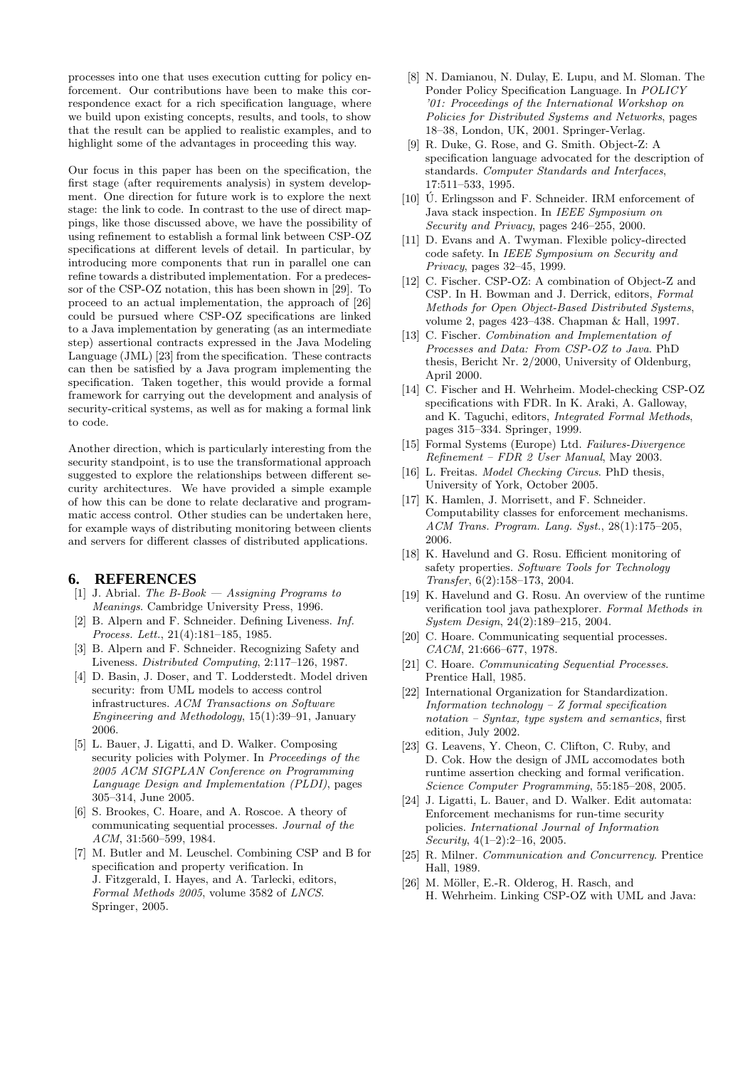processes into one that uses execution cutting for policy enforcement. Our contributions have been to make this correspondence exact for a rich specification language, where we build upon existing concepts, results, and tools, to show that the result can be applied to realistic examples, and to highlight some of the advantages in proceeding this way.

Our focus in this paper has been on the specification, the first stage (after requirements analysis) in system development. One direction for future work is to explore the next stage: the link to code. In contrast to the use of direct mappings, like those discussed above, we have the possibility of using refinement to establish a formal link between CSP-OZ specifications at different levels of detail. In particular, by introducing more components that run in parallel one can refine towards a distributed implementation. For a predecessor of the CSP-OZ notation, this has been shown in [29]. To proceed to an actual implementation, the approach of [26] could be pursued where CSP-OZ specifications are linked to a Java implementation by generating (as an intermediate step) assertional contracts expressed in the Java Modeling Language (JML) [23] from the specification. These contracts can then be satisfied by a Java program implementing the specification. Taken together, this would provide a formal framework for carrying out the development and analysis of security-critical systems, as well as for making a formal link to code.

Another direction, which is particularly interesting from the security standpoint, is to use the transformational approach suggested to explore the relationships between different security architectures. We have provided a simple example of how this can be done to relate declarative and programmatic access control. Other studies can be undertaken here, for example ways of distributing monitoring between clients and servers for different classes of distributed applications.

# 6. REFERENCES

[1] J. Abrial. *The B-Book — Assigning Programs to Meanings*. Cambridge University Press, 1996.

[2] B. Alpern and F. Schneider. Defining Liveness. *Inf. Process. Lett.*, 21(4):181–185, 1985.

[3] B. Alpern and F. Schneider. Recognizing Safety and Liveness. *Distributed Computing*, 2:117–126, 1987.

[4] D. Basin, J. Doser, and T. Lodderstedt. Model driven security: from UML models to access control infrastructures. *ACM Transactions on Software Engineering and Methodology*, 15(1):39–91, January 2006.

[5] L. Bauer, J. Ligatti, and D. Walker. Composing security policies with Polymer. In *Proceedings of the 2005 ACM SIGPLAN Conference on Programming Language Design and Implementation (PLDI)*, pages 305–314, June 2005.

[6] S. Brookes, C. Hoare, and A. Roscoe. A theory of communicating sequential processes. *Journal of the ACM*, 31:560–599, 1984.

[7] M. Butler and M. Leuschel. Combining CSP and B for specification and property verification. In J. Fitzgerald, I. Hayes, and A. Tarlecki, editors, *Formal Methods 2005*, volume 3582 of *LNCS*. Springer, 2005.

[8] N. Damianou, N. Dulay, E. Lupu, and M. Sloman. The Ponder Policy Specification Language. In *POLICY '01: Proceedings of the International Workshop on Policies for Distributed Systems and Networks*, pages 18–38, London, UK, 2001. Springer-Verlag.

[9] R. Duke, G. Rose, and G. Smith. Object-Z: A specification language advocated for the description of standards. *Computer Standards and Interfaces*, 17:511–533, 1995.

[10] Ú. Erlingsson and F. Schneider. IRM enforcement of Java stack inspection. In *IEEE Symposium on Security and Privacy*, pages 246–255, 2000.

[11] D. Evans and A. Twyman. Flexible policy-directed code safety. In *IEEE Symposium on Security and Privacy*, pages 32–45, 1999.

[12] C. Fischer. CSP-OZ: A combination of Object-Z and CSP. In H. Bowman and J. Derrick, editors, *Formal Methods for Open Object-Based Distributed Systems*, volume 2, pages 423–438. Chapman & Hall, 1997.

[13] C. Fischer. *Combination and Implementation of Processes and Data: From CSP-OZ to Java*. PhD thesis, Bericht Nr. 2/2000, University of Oldenburg, April 2000.

[14] C. Fischer and H. Wehrheim. Model-checking CSP-OZ specifications with FDR. In K. Araki, A. Galloway, and K. Taguchi, editors, *Integrated Formal Methods*, pages 315–334. Springer, 1999.

[15] Formal Systems (Europe) Ltd. *Failures-Divergence Refinement – FDR 2 User Manual*, May 2003.

[16] L. Freitas. *Model Checking Circus*. PhD thesis, University of York, October 2005.

[17] K. Hamlen, J. Morrisett, and F. Schneider. Computability classes for enforcement mechanisms. *ACM Trans. Program. Lang. Syst.*, 28(1):175–205, 2006.

[18] K. Havelund and G. Rosu. Efficient monitoring of safety properties. *Software Tools for Technology Transfer*, 6(2):158–173, 2004.

[19] K. Havelund and G. Rosu. An overview of the runtime verification tool java pathexplorer. *Formal Methods in System Design*, 24(2):189–215, 2004.

[20] C. Hoare. Communicating sequential processes. *CACM*, 21:666–677, 1978.

[21] C. Hoare. *Communicating Sequential Processes*. Prentice Hall, 1985.

[22] International Organization for Standardization. *Information technology – Z formal specification notation – Syntax, type system and semantics*, first edition, July 2002.

[23] G. Leavens, Y. Cheon, C. Clifton, C. Ruby, and D. Cok. How the design of JML accomodates both runtime assertion checking and formal verification. *Science Computer Programming*, 55:185–208, 2005.

[24] J. Ligatti, L. Bauer, and D. Walker. Edit automata: Enforcement mechanisms for run-time security policies. *International Journal of Information Security*, 4(1–2):2–16, 2005.

[25] R. Milner. *Communication and Concurrency*. Prentice Hall, 1989.

[26] M. Möller, E.-R. Olderog, H. Rasch, and H. Wehrheim. Linking CSP-OZ with UML and Java: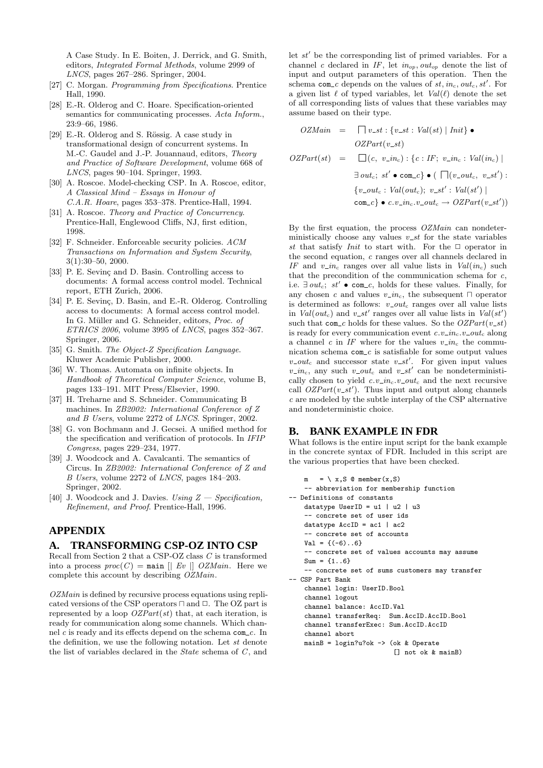A Case Study. In E. Boiten, J. Derrick, and G. Smith, editors, *Integrated Formal Methods*, volume 2999 of *LNCS*, pages 267–286. Springer, 2004.

[27] C. Morgan. *Programming from Specifications*. Prentice Hall, 1990.

[28] E.-R. Olderog and C. Hoare. Specification-oriented semantics for communicating processes. *Acta Inform.*, 23:9–66, 1986.

[29] E.-R. Olderog and S. Rössig. A case study in transformational design of concurrent systems. In M.-C. Gaudel and J.-P. Jouannaud, editors, *Theory and Practice of Software Development*, volume 668 of *LNCS*, pages 90–104. Springer, 1993.

[30] A. Roscoe. Model-checking CSP. In A. Roscoe, editor, *A Classical Mind – Essays in Honour of C.A.R. Hoare*, pages 353–378. Prentice-Hall, 1994.

[31] A. Roscoe. *Theory and Practice of Concurrency*. Prentice-Hall, Englewood Cliffs, NJ, first edition, 1998.

[32] F. Schneider. Enforceable security policies. *ACM Transactions on Information and System Security*, 3(1):30–50, 2000.

[33] P. E. Sevinç and D. Basin. Controlling access to documents: A formal access control model. Technical report, ETH Zurich, 2006.

[34] P. E. Sevinç, D. Basin, and E.-R. Olderog. Controlling access to documents: A formal access control model. In G. Müller and G. Schneider, editors, *Proc. of ETRICS 2006*, volume 3995 of *LNCS*, pages 352–367. Springer, 2006.

[35] G. Smith. *The Object-Z Specification Language*. Kluwer Academic Publisher, 2000.

[36] W. Thomas. Automata on infinite objects. In *Handbook of Theoretical Computer Science*, volume B, pages 133–191. MIT Press/Elsevier, 1990.

[37] H. Treharne and S. Schneider. Communicating B machines. In *ZB2002: International Conference of Z and B Users*, volume 2272 of *LNCS*. Springer, 2002.

[38] G. von Bochmann and J. Gecsei. A unified method for the specification and verification of protocols. In *IFIP Congress*, pages 229–234, 1977.

[39] J. Woodcock and A. Cavalcanti. The semantics of Circus. In *ZB2002: International Conference of Z and B Users*, volume 2272 of *LNCS*, pages 184–203. Springer, 2002.

[40] J. Woodcock and J. Davies. *Using Z — Specification, Refinement, and Proof*. Prentice-Hall, 1996.

## APPENDIX

## A. TRANSFORMING CSP-OZ INTO CSP

Recall from Section 2 that a CSP-OZ class $C$ is transformed into a process $proc(C) = \texttt{main} \ [| \ Ev \ |] \ OZMain$. Here we complete this account by describing $OZMain$.

$OZMain$ is defined by recursive process equations using replicated versions of the CSP operators $\sqcap$ and $\Box$. The OZ part is represented by a loop $OZPart(st)$ that, at each iteration, is ready for communication along some channels. Which channel $c$ is ready and its effects depend on the schema $\texttt{com\_}c$. In the definition, we use the following notation. Let $st$ denote the list of variables declared in the *State* schema of $C$, and let $st'$ be the corresponding list of primed variables. For a channel $c$ declared in $IF$, let $in_{op}, out_{op}$ denote the list of input and output parameters of this operation. Then the schema $\texttt{com\_}c$ depends on the values of $st, in_c, out_c, st'$. For a given list $\ell$ of typed variables, let $Val(\ell)$ denote the set of all corresponding lists of values that these variables may assume based on their type.

$$
\begin{aligned}
OZMain \quad &= \quad \bigsqcap v\_st : \{v\_st : Val(st) \mid Init\} \bullet \\
&\qquad OZPart(v\_st) \\
OZPart(st) \quad &= \quad \Box(c,\ v\_in_c) : \{c : IF;\ v\_in_c : Val(in_c) \mid \\
&\qquad \exists\, out_c;\ st' \bullet \texttt{com\_}c\} \bullet (\ \bigsqcap(v\_out_c,\ v\_st') : \\
&\qquad \{v\_out_c : Val(out_c);\ v\_st' : Val(st') \mid \\
&\qquad \texttt{com\_}c\} \bullet c.v\_in_c.v\_out_c \rightarrow OZPart(v\_st'))
\end{aligned}
$$

By the first equation, the process $OZMain$ can nondeterministically choose any values $v\_st$ for the state variables $st$ that satisfy $Init$ to start with. For the $\Box$ operator in the second equation, $c$ ranges over all channels declared in $IF$ and $v\_in_c$ ranges over all value lists in $Val(in_c)$ such that the precondition of the communication schema for $c$, i.e. $\exists\, out_c;\ st' \bullet \texttt{com\_}c$, holds for these values. Finally, for any chosen $c$ and values $v\_in_c$, the subsequent $\sqcap$ operator is determined as follows: $v\_out_c$ ranges over all value lists in $Val(out_c)$ and $v\_st'$ ranges over all value lists in $Val(st')$ such that $\texttt{com\_}c$ holds for these values. So the $OZPart(v\_st)$ is ready for every communication event $c.v\_in_c.v\_out_c$ along a channel $c$ in $IF$ where for the values $v\_in_c$ the communication schema $\texttt{com\_}c$ is satisfiable for some output values $v\_out_c$ and successor state $v\_st'$. For given input values $v\_in_c$, any such $v\_out_c$ and $v\_st'$ can be nondeterministically chosen to yield $c.v\_in_c.v\_out_c$ and the next recursive call $OZPart(v\_st')$. Thus input and output along channels $c$ are modeled by the subtle interplay of the CSP alternative and nondeterministic choice.

## B. BANK EXAMPLE IN FDR

What follows is the entire input script for the bank example in the concrete syntax of FDR. Included in this script are the various properties that have been checked.

```
    m   = \ x,S @ member(x,S)
    -- abbreviation for membership function
-- Definitions of constants
    datatype UserID = u1 | u2 | u3
    -- concrete set of user ids
    datatype AccID = ac1 | ac2
    -- concrete set of accounts
    Val = {(-6)..6}
    -- concrete set of values accounts may assume
    Sum = {1..6}
    -- concrete set of sums customers may transfer
-- CSP Part Bank
    channel login: UserID.Bool
    channel logout
    channel balance: AccID.Val
    channel transferReq:  Sum.AccID.AccID.Bool
    channel transferExec: Sum.AccID.AccID
    channel abort
    mainB = login?u?ok -> (ok & Operate
                           [] not ok & mainB)
```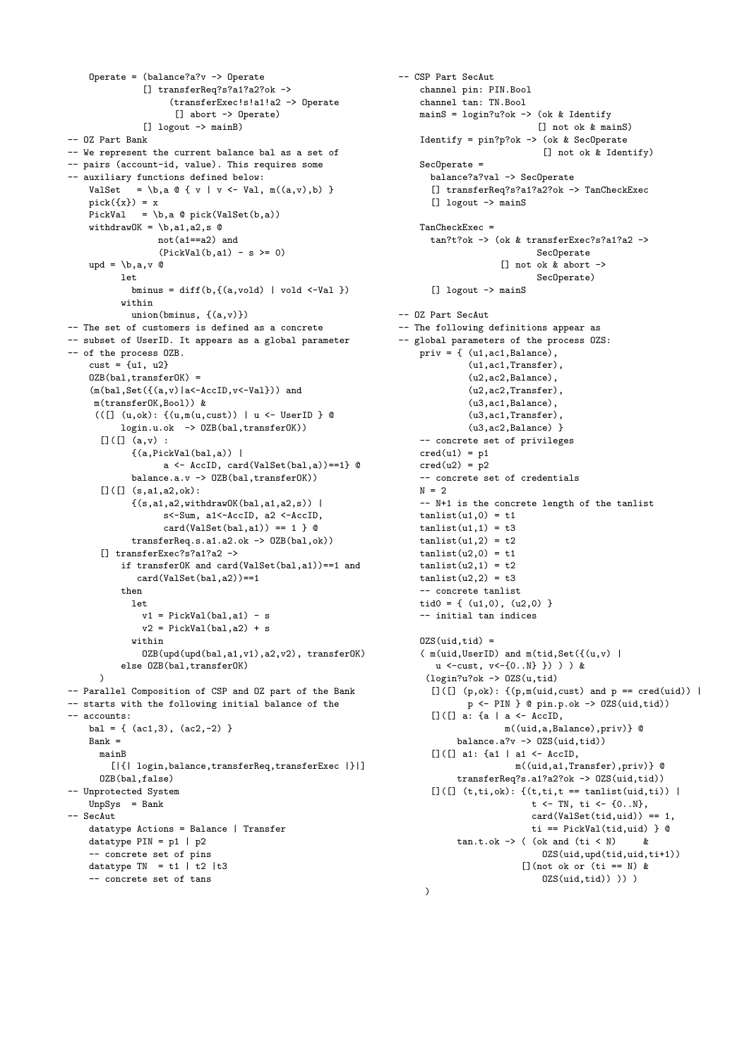```
    Operate = (balance?a?v -> Operate
              [] transferReq?s?a1?a2?ok ->
                   (transferExec!s!a1!a2 -> Operate
                    [] abort -> Operate)
              [] logout -> mainB)
-- OZ Part Bank
-- We represent the current balance bal as a set of
-- pairs (account-id, value). This requires some
-- auxiliary functions defined below:
    ValSet   = \b,a @ { v | v <- Val, m((a,v),b) }
    pick({x}) = x
    PickVal   = \b,a @ pick(ValSet(b,a))
    withdrawOK = \b,a1,a2,s @
                 not(a1==a2) and
                 (PickVal(b,a1) - s >= 0)
    upd = \b,a,v @
          let
            bminus = diff(b,{(a,vold) | vold <-Val })
          within
            union(bminus, {(a,v)})
-- The set of customers is defined as a concrete
-- subset of UserID. It appears as a global parameter
-- of the process OZB.
    cust = {u1, u2}
    OZB(bal,transferOK) =
    (m(bal,Set({(a,v)|a<-AccID,v<-Val})) and
     m(transferOK,Bool)) &
     (([] (u,ok): {(u,m(u,cust)) | u <- UserID } @
          login.u.ok  -> OZB(bal,transferOK))
      []([] (a,v) :
            {(a,PickVal(bal,a)) |
                  a <- AccID, card(ValSet(bal,a))==1} @
            balance.a.v -> OZB(bal,transferOK))
      []([] (s,a1,a2,ok):
            {(s,a1,a2,withdrawOK(bal,a1,a2,s)) |
                  s<-Sum, a1<-AccID, a2 <-AccID,
                  card(ValSet(bal,a1)) == 1 } @
            transferReq.s.a1.a2.ok -> OZB(bal,ok))
      [] transferExec?s?a1?a2 ->
          if transferOK and card(ValSet(bal,a1))==1 and
             card(ValSet(bal,a2))==1
          then
            let
              v1 = PickVal(bal,a1) - s
              v2 = PickVal(bal,a2) + s
            within
              OZB(upd(upd(bal,a1,v1),a2,v2), transferOK)
          else OZB(bal,transferOK)
     )
-- Parallel Composition of CSP and OZ part of the Bank
-- starts with the following initial balance of the
-- accounts:
    bal = { (ac1,3), (ac2,-2) }
    Bank =
      mainB
        [|{| login,balance,transferReq,transferExec |}|]
      OZB(bal,false)
-- Unprotected System
    UnpSys  = Bank
-- SecAut
    datatype Actions = Balance | Transfer
    datatype PIN = p1 | p2
    -- concrete set of pins
    datatype TN  = t1 | t2 |t3
    -- concrete set of tans
```

```
-- CSP Part SecAut
    channel pin: PIN.Bool
    channel tan: TN.Bool
    mainS = login?u?ok -> (ok & Identify
                           [] not ok & mainS)
    Identify = pin?p?ok -> (ok & SecOperate
                            [] not ok & Identify)
    SecOperate =
      balance?a?val -> SecOperate
      [] transferReq?s?a1?a2?ok -> TanCheckExec
      [] logout -> mainS

    TanCheckExec =
      tan?t?ok -> (ok & transferExec?s?a1?a2 ->
                          SecOperate
                    [] not ok & abort ->
                          SecOperate)
      [] logout -> mainS

-- OZ Part SecAut
-- The following definitions appear as
-- global parameters of the process OZS:
    priv = { (u1,ac1,Balance),
             (u1,ac1,Transfer),
             (u2,ac2,Balance),
             (u2,ac2,Transfer),
             (u3,ac1,Balance),
             (u3,ac1,Transfer),
             (u3,ac2,Balance) }
    -- concrete set of privileges
    cred(u1) = p1
    cred(u2) = p2
    -- concrete set of credentials
    N = 2
    -- N+1 is the concrete length of the tanlist
    tanlist(u1,0) = t1
    tanlist(u1,1) = t3
    tanlist(u1,2) = t2
    tanlist(u2,0) = t1
    tanlist(u2,1) = t2
    tanlist(u2,2) = t3
    -- concrete tanlist
    tid0 = { (u1,0), (u2,0) }
    -- initial tan indices

    OZS(uid,tid) =
    ( m(uid,UserID) and m(tid,Set({(u,v) |
       u <-cust, v<-{0..N} }) ) ) &
     (login?u?ok -> OZS(u,tid)
      []([] (p,ok): {(p,m(uid,cust) and p == cred(uid)) |
             p <- PIN } @ pin.p.ok -> OZS(uid,tid))
      []([] a: {a | a <- AccID,
                   m((uid,a,Balance),priv)} @
           balance.a?v -> OZS(uid,tid))
      []([] a1: {a1 | a1 <- AccID,
                     m((uid,a1,Transfer),priv)} @
           transferReq?s.a1?a2?ok -> OZS(uid,tid))
      []([] (t,ti,ok): {(t,ti,t == tanlist(uid,ti)) |
                        t <- TN, ti <- {0..N},
                        card(ValSet(tid,uid)) == 1,
                        ti == PickVal(tid,uid) } @
           tan.t.ok -> ( (ok and (ti < N)     &
                            OZS(uid,upd(tid,uid,ti+1))
                         [](not ok or (ti == N) &
                            OZS(uid,tid)) )) )
     )
```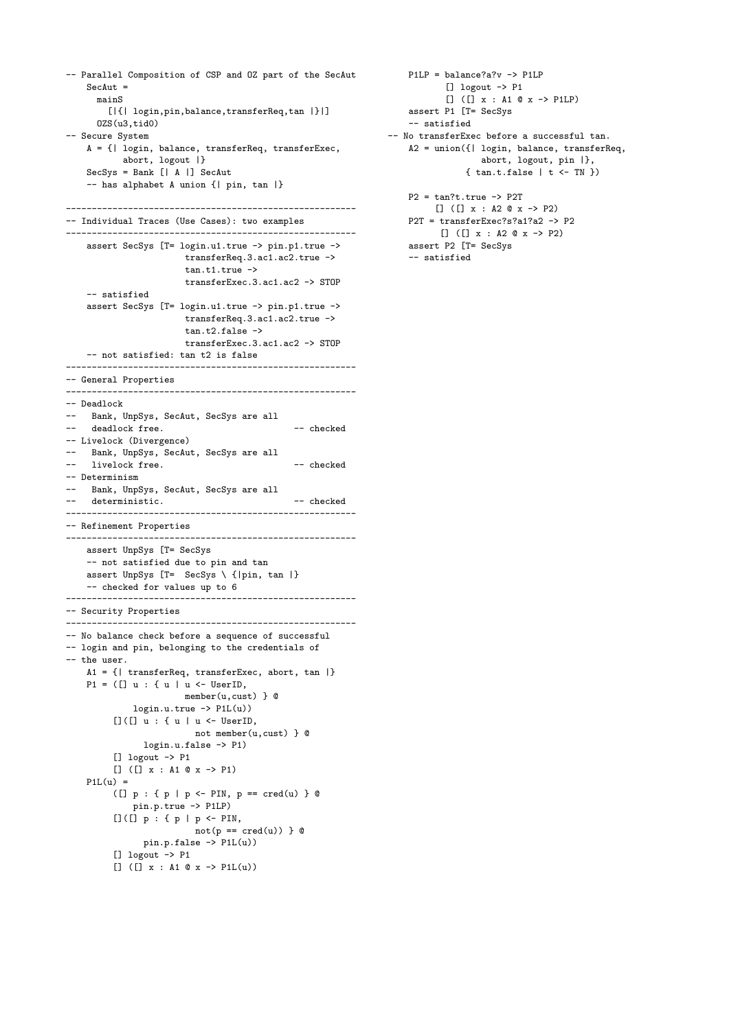```
-- Parallel Composition of CSP and OZ part of the SecAut
    SecAut =
      mainS
        [|{| login,pin,balance,transferReq,tan |}|]
      OZS(u3,tid0)
-- Secure System
    A = {| login, balance, transferReq, transferExec,
           abort, logout |}
    SecSys = Bank [| A |] SecAut
    -- has alphabet A union {| pin, tan |}

--------------------------------------------------------
-- Individual Traces (Use Cases): two examples
--------------------------------------------------------
    assert SecSys [T= login.u1.true -> pin.p1.true ->
                      transferReq.3.ac1.ac2.true ->
                      tan.t1.true ->
                      transferExec.3.ac1.ac2 -> STOP
    -- satisfied
    assert SecSys [T= login.u1.true -> pin.p1.true ->
                      transferReq.3.ac1.ac2.true ->
                      tan.t2.false ->
                      transferExec.3.ac1.ac2 -> STOP
    -- not satisfied: tan t2 is false
--------------------------------------------------------
-- General Properties
--------------------------------------------------------
-- Deadlock
--   Bank, UnpSys, SecAut, SecSys are all
--   deadlock free.                           -- checked
-- Livelock (Divergence)
--   Bank, UnpSys, SecAut, SecSys are all
--   livelock free.                           -- checked
-- Determinism
--   Bank, UnpSys, SecAut, SecSys are all
--   deterministic.                           -- checked
--------------------------------------------------------
-- Refinement Properties
--------------------------------------------------------
    assert UnpSys [T= SecSys
    -- not satisfied due to pin and tan
    assert UnpSys [T=  SecSys \ {|pin, tan |}
    -- checked for values up to 6
--------------------------------------------------------
-- Security Properties
--------------------------------------------------------
-- No balance check before a sequence of successful
-- login and pin, belonging to the credentials of
-- the user.
    A1 = {| transferReq, transferExec, abort, tan |}
    P1 = ([] u : { u | u <- UserID,
                      member(u,cust) } @
             login.u.true -> P1L(u))
         [](([] u : { u | u <- UserID,
                      not member(u,cust) } @
              login.u.false -> P1)
         [] logout -> P1
         [] ([] x : A1 @ x -> P1)
    P1L(u) =
         ([] p : { p | p <- PIN, p == cred(u) } @
             pin.p.true -> P1LP)
         [](([] p : { p | p <- PIN,
                      not(p == cred(u)) } @
              pin.p.false -> P1L(u))
         [] logout -> P1
         [] ([] x : A1 @ x -> P1L(u))
    P1LP = balance?a?v -> P1LP
           [] logout -> P1
           [] ([] x : A1 @ x -> P1LP)
    assert P1 [T= SecSys
    -- satisfied
-- No transferExec before a successful tan.
    A2 = union({| login, balance, transferReq,
                  abort, logout, pin |},
               { tan.t.false | t <- TN })

    P2 = tan?t.true -> P2T
         [] ([] x : A2 @ x -> P2)
    P2T = transferExec?s?a1?a2 -> P2
          [] ([] x : A2 @ x -> P2)
    assert P2 [T= SecSys
    -- satisfied
```